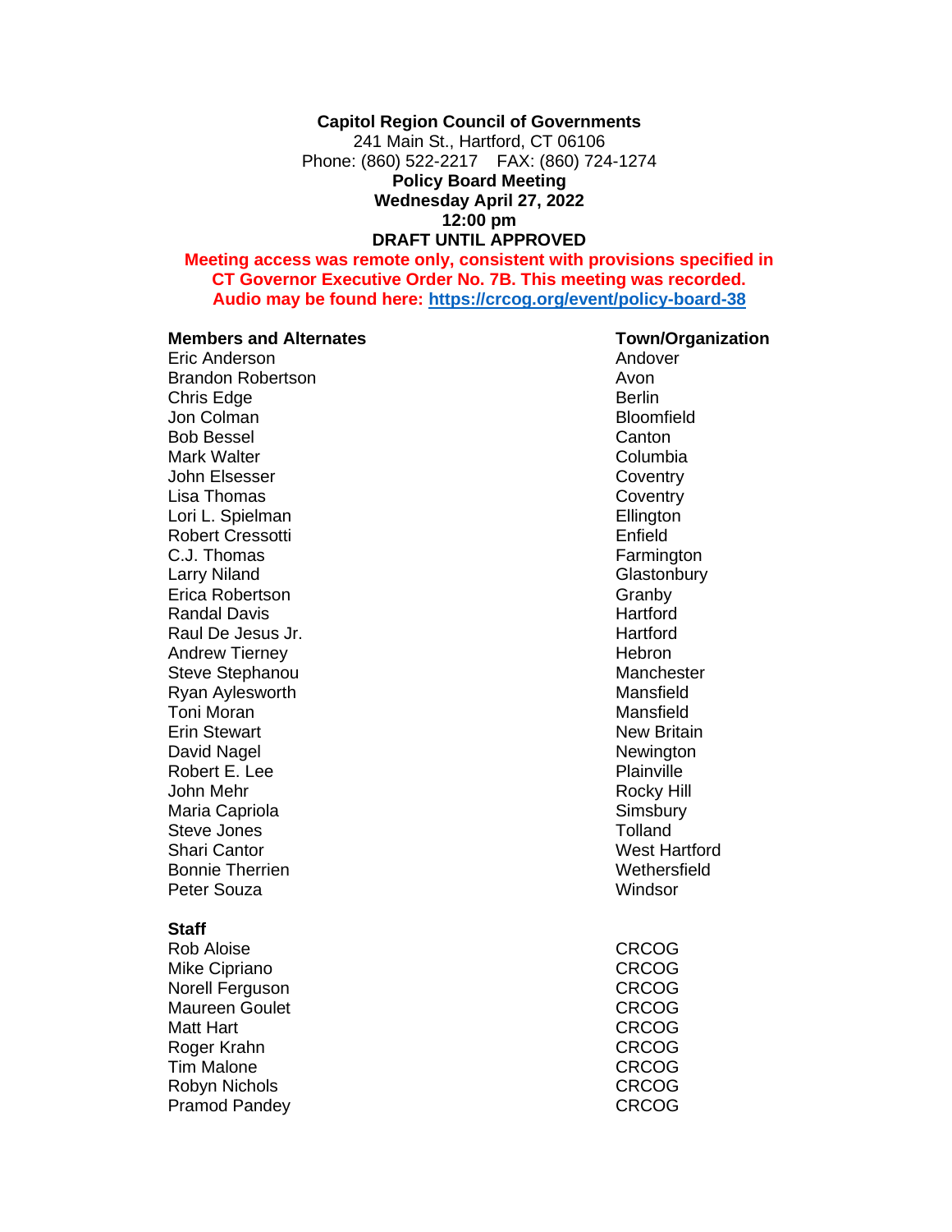**Capitol Region Council of Governments**
241 Main St., Hartford, CT 06106
Phone: (860) 522-2217    FAX: (860) 724-1274

**Policy Board Meeting**
**Wednesday April 27, 2022**
**12:00 pm**
**DRAFT UNTIL APPROVED**

**Meeting access was remote only, consistent with provisions specified in CT Governor Executive Order No. 7B. This meeting was recorded. Audio may be found here: [https://crcog.org/event/policy-board-38](https://crcog.org/event/policy-board-38)**

| **Members and Alternates** | **Town/Organization** |
|---|---|
| Eric Anderson | Andover |
| Brandon Robertson | Avon |
| Chris Edge | Berlin |
| Jon Colman | Bloomfield |
| Bob Bessel | Canton |
| Mark Walter | Columbia |
| John Elsesser | Coventry |
| Lisa Thomas | Coventry |
| Lori L. Spielman | Ellington |
| Robert Cressotti | Enfield |
| C.J. Thomas | Farmington |
| Larry Niland | Glastonbury |
| Erica Robertson | Granby |
| Randal Davis | Hartford |
| Raul De Jesus Jr. | Hartford |
| Andrew Tierney | Hebron |
| Steve Stephanou | Manchester |
| Ryan Aylesworth | Mansfield |
| Toni Moran | Mansfield |
| Erin Stewart | New Britain |
| David Nagel | Newington |
| Robert E. Lee | Plainville |
| John Mehr | Rocky Hill |
| Maria Capriola | Simsbury |
| Steve Jones | Tolland |
| Shari Cantor | West Hartford |
| Bonnie Therrien | Wethersfield |
| Peter Souza | Windsor |

| **Staff** | |
|---|---|
| Rob Aloise | CRCOG |
| Mike Cipriano | CRCOG |
| Norell Ferguson | CRCOG |
| Maureen Goulet | CRCOG |
| Matt Hart | CRCOG |
| Roger Krahn | CRCOG |
| Tim Malone | CRCOG |
| Robyn Nichols | CRCOG |
| Pramod Pandey | CRCOG |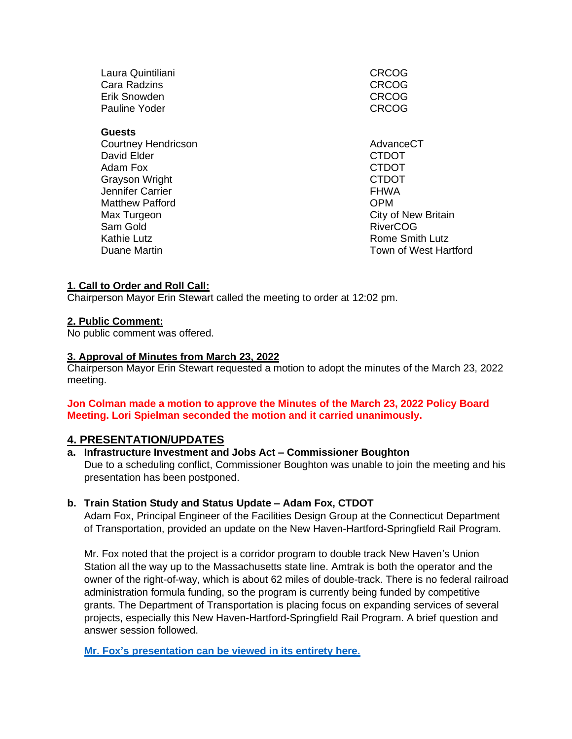| | |
|---|---|
| Laura Quintiliani | CRCOG |
| Cara Radzins | CRCOG |
| Erik Snowden | CRCOG |
| Pauline Yoder | CRCOG |

**Guests**

| | |
|---|---|
| Courtney Hendricson | AdvanceCT |
| David Elder | CTDOT |
| Adam Fox | CTDOT |
| Grayson Wright | CTDOT |
| Jennifer Carrier | FHWA |
| Matthew Pafford | OPM |
| Max Turgeon | City of New Britain |
| Sam Gold | RiverCOG |
| Kathie Lutz | Rome Smith Lutz |
| Duane Martin | Town of West Hartford |

**1. Call to Order and Roll Call:**

Chairperson Mayor Erin Stewart called the meeting to order at 12:02 pm.

**2. Public Comment:**

No public comment was offered.

**3. Approval of Minutes from March 23, 2022**

Chairperson Mayor Erin Stewart requested a motion to adopt the minutes of the March 23, 2022 meeting.

**Jon Colman made a motion to approve the Minutes of the March 23, 2022 Policy Board Meeting. Lori Spielman seconded the motion and it carried unanimously.**

## 4. PRESENTATION/UPDATES

**a. Infrastructure Investment and Jobs Act – Commissioner Boughton**

Due to a scheduling conflict, Commissioner Boughton was unable to join the meeting and his presentation has been postponed.

**b. Train Station Study and Status Update – Adam Fox, CTDOT**

Adam Fox, Principal Engineer of the Facilities Design Group at the Connecticut Department of Transportation, provided an update on the New Haven-Hartford-Springfield Rail Program.

Mr. Fox noted that the project is a corridor program to double track New Haven's Union Station all the way up to the Massachusetts state line. Amtrak is both the operator and the owner of the right-of-way, which is about 62 miles of double-track. There is no federal railroad administration formula funding, so the program is currently being funded by competitive grants. The Department of Transportation is placing focus on expanding services of several projects, especially this New Haven-Hartford-Springfield Rail Program. A brief question and answer session followed.

**Mr. Fox's presentation can be viewed in its entirety here.**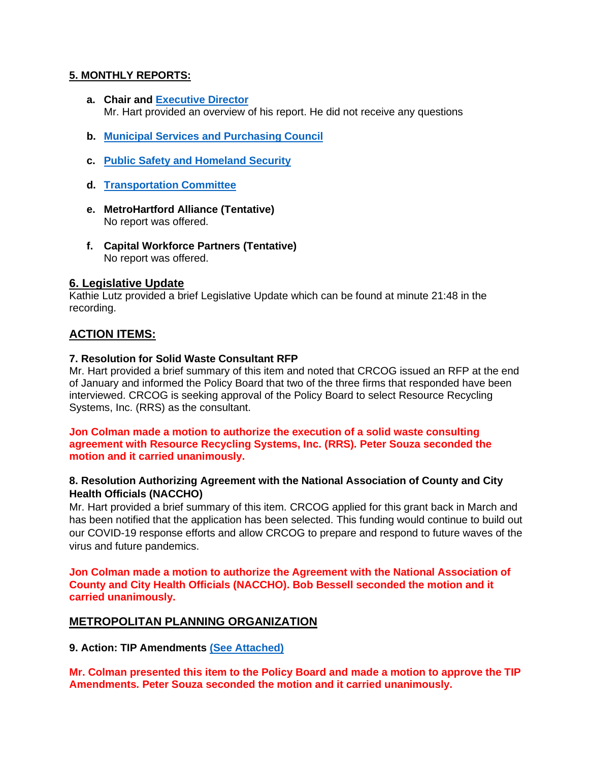## 5. MONTHLY REPORTS:

a. **Chair and Executive Director**
   Mr. Hart provided an overview of his report. He did not receive any questions

b. **Municipal Services and Purchasing Council**

c. **Public Safety and Homeland Security**

d. **Transportation Committee**

e. **MetroHartford Alliance (Tentative)**
   No report was offered.

f. **Capital Workforce Partners (Tentative)**
   No report was offered.

## 6. Legislative Update

Kathie Lutz provided a brief Legislative Update which can be found at minute 21:48 in the recording.

## ACTION ITEMS:

**7. Resolution for Solid Waste Consultant RFP**

Mr. Hart provided a brief summary of this item and noted that CRCOG issued an RFP at the end of January and informed the Policy Board that two of the three firms that responded have been interviewed. CRCOG is seeking approval of the Policy Board to select Resource Recycling Systems, Inc. (RRS) as the consultant.

**Jon Colman made a motion to authorize the execution of a solid waste consulting agreement with Resource Recycling Systems, Inc. (RRS). Peter Souza seconded the motion and it carried unanimously.**

**8. Resolution Authorizing Agreement with the National Association of County and City Health Officials (NACCHO)**

Mr. Hart provided a brief summary of this item. CRCOG applied for this grant back in March and has been notified that the application has been selected. This funding would continue to build out our COVID-19 response efforts and allow CRCOG to prepare and respond to future waves of the virus and future pandemics.

**Jon Colman made a motion to authorize the Agreement with the National Association of County and City Health Officials (NACCHO). Bob Bessell seconded the motion and it carried unanimously.**

## METROPOLITAN PLANNING ORGANIZATION

**9. Action: TIP Amendments (See Attached)**

**Mr. Colman presented this item to the Policy Board and made a motion to approve the TIP Amendments. Peter Souza seconded the motion and it carried unanimously.**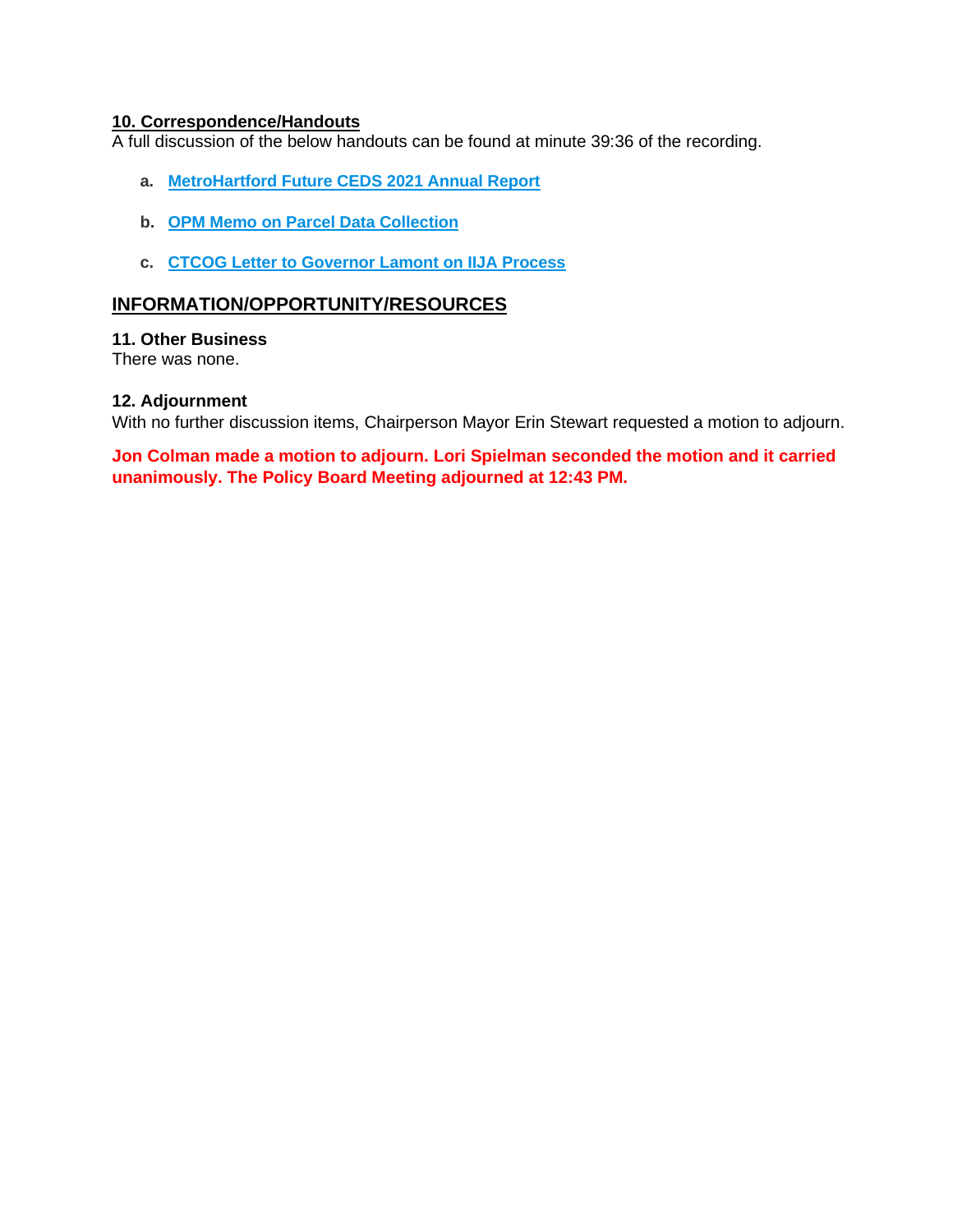### 10. Correspondence/Handouts

A full discussion of the below handouts can be found at minute 39:36 of the recording.

a. **MetroHartford Future CEDS 2021 Annual Report**

b. **OPM Memo on Parcel Data Collection**

c. **CTCOG Letter to Governor Lamont on IIJA Process**

## INFORMATION/OPPORTUNITY/RESOURCES

### 11. Other Business

There was none.

### 12. Adjournment

With no further discussion items, Chairperson Mayor Erin Stewart requested a motion to adjourn.

**Jon Colman made a motion to adjourn. Lori Spielman seconded the motion and it carried unanimously. The Policy Board Meeting adjourned at 12:43 PM.**